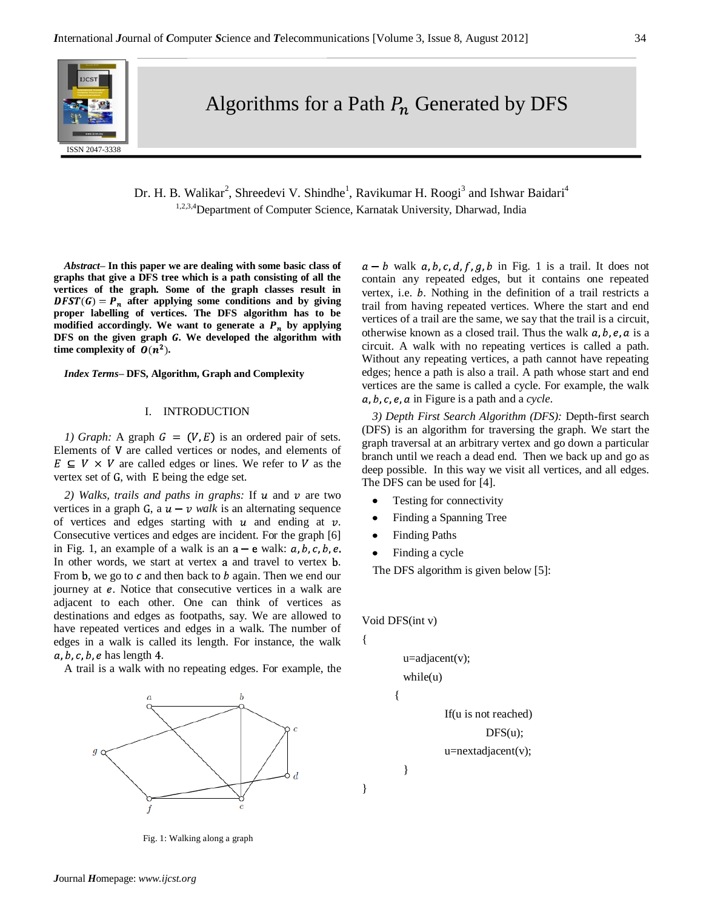# Algorithms for a Path $P_n$ Generated by DFS

Dr. H. B. Walikar[2], Shreedevi V. Shindhe[1], Ravikumar H. Roogi[3] and Ishwar Baidari[4]

[1,2,3,4]Department of Computer Science, Karnatak University, Dharwad, India

***Abstract*– In this paper we are dealing with some basic class of graphs that give a DFS tree which is a path consisting of all the vertices of the graph. Some of the graph classes result in $DFST(G) = P_n$ after applying some conditions and by giving proper labelling of vertices. The DFS algorithm has to be modified accordingly. We want to generate a $P_n$ by applying DFS on the given graph $G$. We developed the algorithm with time complexity of $O(n^2)$.**

***Index Terms*– DFS, Algorithm, Graph and Complexity**

## I. INTRODUCTION

*1) Graph:* A graph $G = (V, E)$ is an ordered pair of sets. Elements of V are called vertices or nodes, and elements of $E \subseteq V \times V$ are called edges or lines. We refer to $V$ as the vertex set of G, with E being the edge set.

*2) Walks, trails and paths in graphs:* If $u$ and $v$ are two vertices in a graph G, a $u - v$ *walk* is an alternating sequence of vertices and edges starting with $u$ and ending at $v$. Consecutive vertices and edges are incident. For the graph [6] in Fig. 1, an example of a walk is an $a - e$ walk: $a, b, c, b, e$. In other words, we start at vertex a and travel to vertex b. From b, we go to $c$ and then back to $b$ again. Then we end our journey at $e$. Notice that consecutive vertices in a walk are adjacent to each other. One can think of vertices as destinations and edges as footpaths, say. We are allowed to have repeated vertices and edges in a walk. The number of edges in a walk is called its length. For instance, the walk $a, b, c, b, e$ has length 4.

A trail is a walk with no repeating edges. For example, the $a - b$ walk $a, b, c, d, f, g, b$ in Fig. 1 is a trail. It does not contain any repeated edges, but it contains one repeated vertex, i.e. $b$. Nothing in the definition of a trail restricts a trail from having repeated vertices. Where the start and end vertices of a trail are the same, we say that the trail is a circuit, otherwise known as a closed trail. Thus the walk $a, b, e, a$ is a circuit. A walk with no repeating vertices is called a path. Without any repeating vertices, a path cannot have repeating edges; hence a path is also a trail. A path whose start and end vertices are the same is called a cycle. For example, the walk $a, b, c, e, a$ in Figure is a path and a *cycle.*

Fig. 1: Walking along a graph

*3) Depth First Search Algorithm (DFS):* Depth-first search (DFS) is an algorithm for traversing the graph. We start the graph traversal at an arbitrary vertex and go down a particular branch until we reach a dead end. Then we back up and go as deep possible. In this way we visit all vertices, and all edges. The DFS can be used for [4].

- Testing for connectivity
- Finding a Spanning Tree
- Finding Paths
- Finding a cycle

The DFS algorithm is given below [5]:

```
Void DFS(int v)
{
        u=adjacent(v);
        while(u)
      {
                If(u is not reached)
                        DFS(u);
                u=nextadjacent(v);
        }
}
```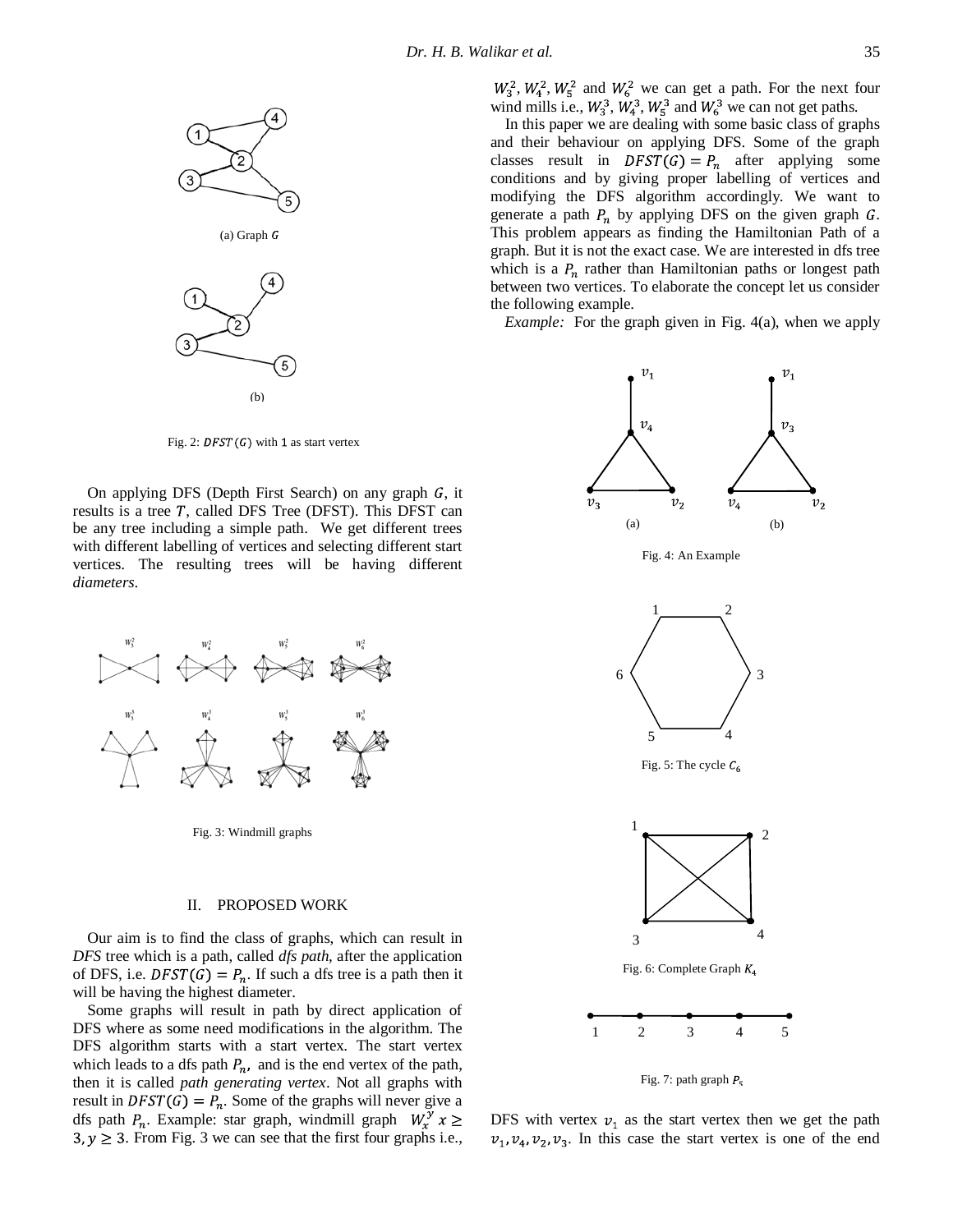(a) Graph $G$

(b)

Fig. 2: $DFST(G)$ with 1 as start vertex

On applying DFS (Depth First Search) on any graph $G$, it results is a tree $T$, called DFS Tree (DFST). This DFST can be any tree including a simple path. We get different trees with different labelling of vertices and selecting different start vertices. The resulting trees will be having different *diameters*.

Fig. 3: Windmill graphs

## II. PROPOSED WORK

Our aim is to find the class of graphs, which can result in *DFS* tree which is a path, called *dfs path*, after the application of DFS, i.e. $DFST(G) = P_n$. If such a dfs tree is a path then it will be having the highest diameter.

Some graphs will result in path by direct application of DFS where as some need modifications in the algorithm. The DFS algorithm starts with a start vertex. The start vertex which leads to a dfs path $P_n$, and is the end vertex of the path, then it is called *path generating vertex*. Not all graphs with result in $DFST(G) = P_n$. Some of the graphs will never give a dfs path $P_n$. Example: star graph, windmill graph $W_x^y$ $x \geq 3, y \geq 3$. From Fig. 3 we can see that the first four graphs i.e., $W_3^2, W_4^2, W_5^2$ and $W_6^2$ we can get a path. For the next four wind mills i.e., $W_3^3$, $W_4^3$, $W_5^3$ and $W_6^3$ we can not get paths.

In this paper we are dealing with some basic class of graphs and their behaviour on applying DFS. Some of the graph classes result in $DFST(G) = P_n$ after applying some conditions and by giving proper labelling of vertices and modifying the DFS algorithm accordingly. We want to generate a path $P_n$ by applying DFS on the given graph $G$. This problem appears as finding the Hamiltonian Path of a graph. But it is not the exact case. We are interested in dfs tree which is a $P_n$ rather than Hamiltonian paths or longest path between two vertices. To elaborate the concept let us consider the following example.

*Example:* For the graph given in Fig. 4(a), when we apply DFS with vertex $v_1$ as the start vertex then we get the path $v_1, v_4, v_2, v_3$. In this case the start vertex is one of the end

(a) (b)

Fig. 4: An Example

Fig. 5: The cycle $C_6$

Fig. 6: Complete Graph $K_4$

Fig. 7: path graph $P_5$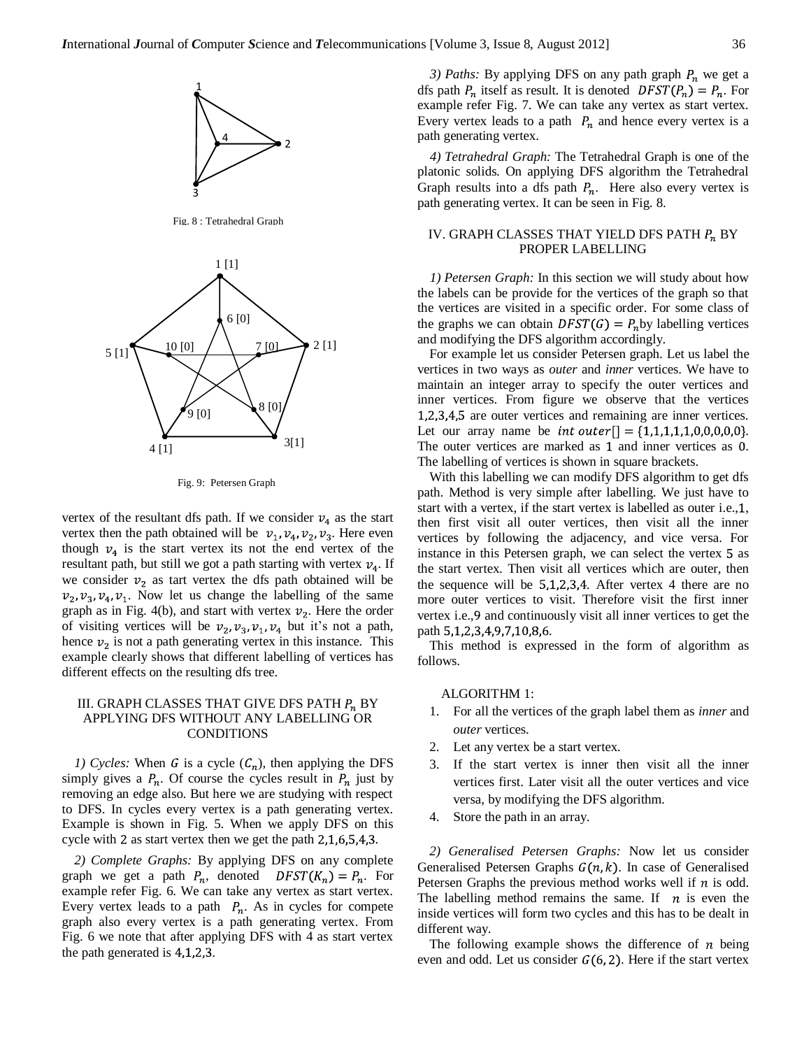Fig. 8 : Tetrahedral Graph

Fig. 9: Petersen Graph

vertex of the resultant dfs path. If we consider $v_4$ as the start vertex then the path obtained will be $v_1, v_4, v_2, v_3$. Here even though $v_4$ is the start vertex its not the end vertex of the resultant path, but still we got a path starting with vertex $v_4$. If we consider $v_2$ as tart vertex the dfs path obtained will be $v_2, v_3, v_4, v_1$. Now let us change the labelling of the same graph as in Fig. 4(b), and start with vertex $v_2$. Here the order of visiting vertices will be $v_2, v_3, v_1, v_4$ but it's not a path, hence $v_2$ is not a path generating vertex in this instance. This example clearly shows that different labelling of vertices has different effects on the resulting dfs tree.

## III. Graph Classes That Give DFS Path $P_n$ By Applying DFS Without Any Labelling or Conditions

*1) Cycles:* When $G$ is a cycle ($C_n$), then applying the DFS simply gives a $P_n$. Of course the cycles result in $P_n$ just by removing an edge also. But here we are studying with respect to DFS. In cycles every vertex is a path generating vertex. Example is shown in Fig. 5. When we apply DFS on this cycle with 2 as start vertex then we get the path 2,1,6,5,4,3.

*2) Complete Graphs:* By applying DFS on any complete graph we get a path $P_n$, denoted $DFST(K_n) = P_n$. For example refer Fig. 6. We can take any vertex as start vertex. Every vertex leads to a path $P_n$. As in cycles for compete graph also every vertex is a path generating vertex. From Fig. 6 we note that after applying DFS with 4 as start vertex the path generated is 4,1,2,3.

*3) Paths:* By applying DFS on any path graph $P_n$ we get a dfs path $P_n$ itself as result. It is denoted $DFST(P_n) = P_n$. For example refer Fig. 7. We can take any vertex as start vertex. Every vertex leads to a path $P_n$ and hence every vertex is a path generating vertex.

*4) Tetrahedral Graph:* The Tetrahedral Graph is one of the platonic solids. On applying DFS algorithm the Tetrahedral Graph results into a dfs path $P_n$. Here also every vertex is path generating vertex. It can be seen in Fig. 8.

## IV. Graph Classes That Yield DFS Path $P_n$ By Proper Labelling

*1) Petersen Graph:* In this section we will study about how the labels can be provide for the vertices of the graph so that the vertices are visited in a specific order. For some class of the graphs we can obtain $DFST(G) = P_n$by labelling vertices and modifying the DFS algorithm accordingly.

For example let us consider Petersen graph. Let us label the vertices in two ways as *outer* and *inner* vertices. We have to maintain an integer array to specify the outer vertices and inner vertices. From figure we observe that the vertices 1,2,3,4,5 are outer vertices and remaining are inner vertices. Let our array name be $int\ outer[] = \{1,1,1,1,1,0,0,0,0,0\}$. The outer vertices are marked as 1 and inner vertices as 0. The labelling of vertices is shown in square brackets.

With this labelling we can modify DFS algorithm to get dfs path. Method is very simple after labelling. We just have to start with a vertex, if the start vertex is labelled as outer i.e.,1, then first visit all outer vertices, then visit all the inner vertices by following the adjacency, and vice versa. For instance in this Petersen graph, we can select the vertex 5 as the start vertex. Then visit all vertices which are outer, then the sequence will be 5,1,2,3,4. After vertex 4 there are no more outer vertices to visit. Therefore visit the first inner vertex i.e.,9 and continuously visit all inner vertices to get the path 5,1,2,3,4,9,7,10,8,6.

This method is expressed in the form of algorithm as follows.

ALGORITHM 1:

1. For all the vertices of the graph label them as *inner* and *outer* vertices.
2. Let any vertex be a start vertex.
3. If the start vertex is inner then visit all the inner vertices first. Later visit all the outer vertices and vice versa, by modifying the DFS algorithm.
4. Store the path in an array.

*2) Generalised Petersen Graphs:* Now let us consider Generalised Petersen Graphs $G(n, k)$. In case of Generalised Petersen Graphs the previous method works well if $n$ is odd. The labelling method remains the same. If $n$ is even the inside vertices will form two cycles and this has to be dealt in different way.

The following example shows the difference of $n$ being even and odd. Let us consider $G(6,2)$. Here if the start vertex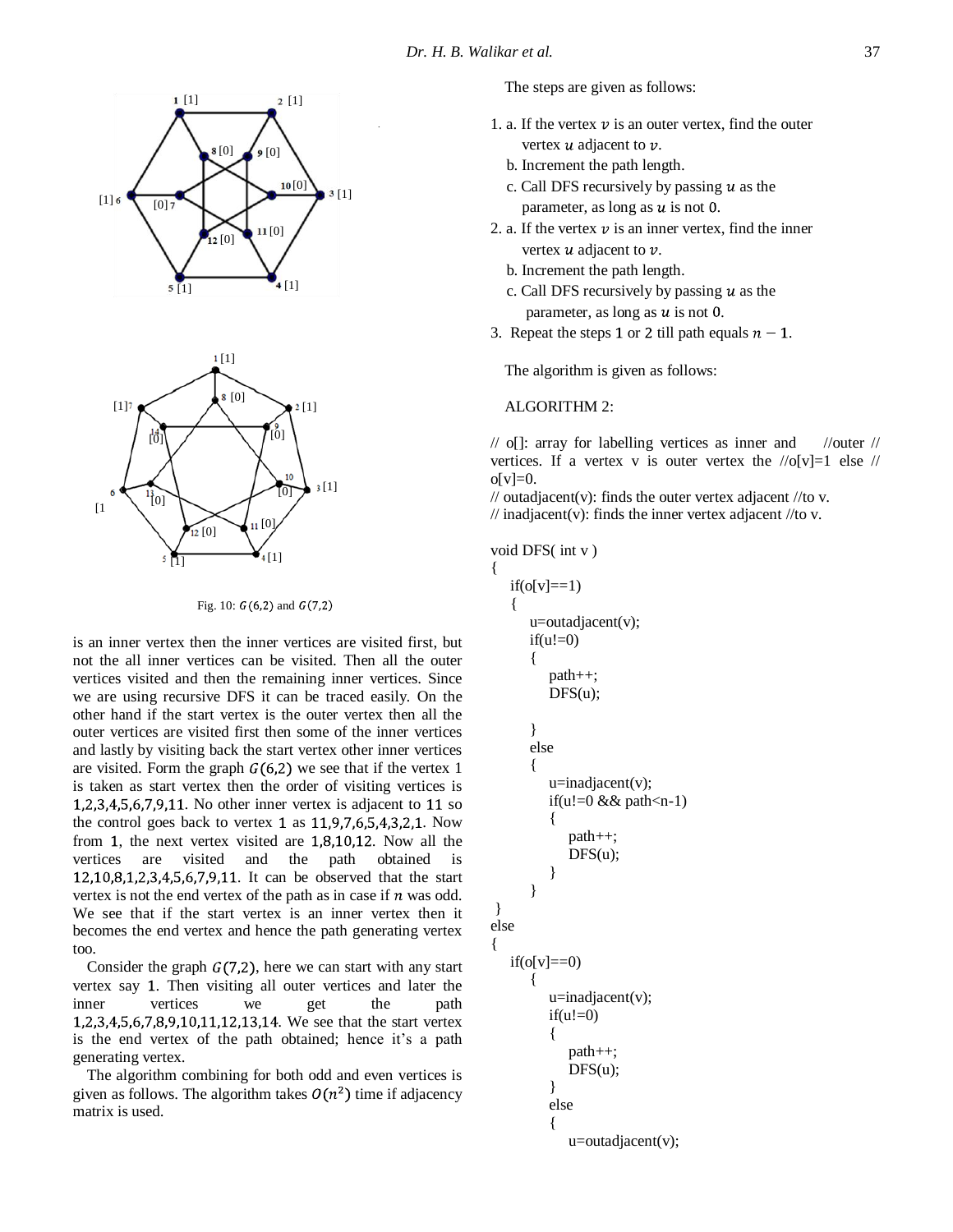Fig. 10: $G(6,2)$ and $G(7,2)$

is an inner vertex then the inner vertices are visited first, but not the all inner vertices can be visited. Then all the outer vertices visited and then the remaining inner vertices. Since we are using recursive DFS it can be traced easily. On the other hand if the start vertex is the outer vertex then all the outer vertices are visited first then some of the inner vertices and lastly by visiting back the start vertex other inner vertices are visited. Form the graph $G(6,2)$ we see that if the vertex 1 is taken as start vertex then the order of visiting vertices is $1,2,3,4,5,6,7,9,11$. No other inner vertex is adjacent to $11$ so the control goes back to vertex $1$ as $11,9,7,6,5,4,3,2,1$. Now from $1$, the next vertex visited are $1,8,10,12$. Now all the vertices are visited and the path obtained is $12,10,8,1,2,3,4,5,6,7,9,11$. It can be observed that the start vertex is not the end vertex of the path as in case if $n$ was odd. We see that if the start vertex is an inner vertex then it becomes the end vertex and hence the path generating vertex too.

Consider the graph $G(7,2)$, here we can start with any start vertex say $1$. Then visiting all outer vertices and later the inner vertices we get the path $1,2,3,4,5,6,7,8,9,10,11,12,13,14$. We see that the start vertex is the end vertex of the path obtained; hence it's a path generating vertex.

The algorithm combining for both odd and even vertices is given as follows. The algorithm takes $O(n^2)$ time if adjacency matrix is used.

The steps are given as follows:

1. a. If the vertex $v$ is an outer vertex, find the outer vertex $u$ adjacent to $v$.
   b. Increment the path length.
   c. Call DFS recursively by passing $u$ as the parameter, as long as $u$ is not $0$.
2. a. If the vertex $v$ is an inner vertex, find the inner vertex $u$ adjacent to $v$.
   b. Increment the path length.
   c. Call DFS recursively by passing $u$ as the parameter, as long as $u$ is not $0$.
3. Repeat the steps $1$ or $2$ till path equals $n-1$.

The algorithm is given as follows:

ALGORITHM 2:

```
// o[]: array for labelling vertices as inner and //outer // vertices. If a vertex v is outer vertex the //o[v]=1 else // o[v]=0.
// outadjacent(v): finds the outer vertex adjacent //to v.
// inadjacent(v): finds the inner vertex adjacent //to v.

void DFS( int v )
{
    if(o[v]==1)
    {
        u=outadjacent(v);
        if(u!=0)
        {
            path++;
            DFS(u);

        }
        else
        {
            u=inadjacent(v);
            if(u!=0 && path<n-1)
            {
                path++;
                DFS(u);
            }
        }
 }
else
{
    if(o[v]==0)
        {
            u=inadjacent(v);
            if(u!=0)
            {
                path++;
                DFS(u);
            }
            else
            {
                u=outadjacent(v);
```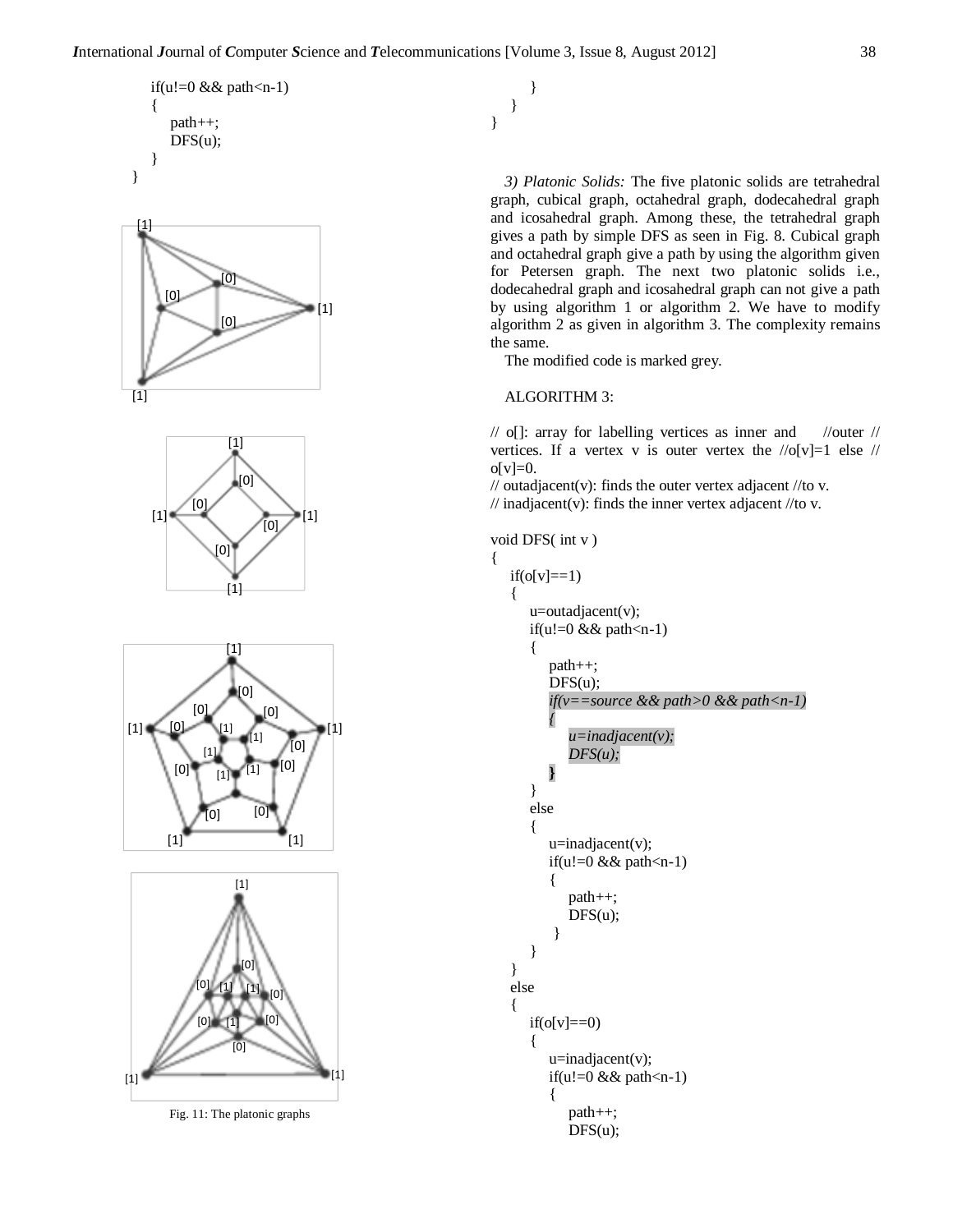```
        if(u!=0 && path<n-1)
        {
            path++;
            DFS(u);
        }
    }
```

Fig. 11: The platonic graphs

```
            }
        }
    }
```

*3) Platonic Solids:* The five platonic solids are tetrahedral graph, cubical graph, octahedral graph, dodecahedral graph and icosahedral graph. Among these, the tetrahedral graph gives a path by simple DFS as seen in Fig. 8. Cubical graph and octahedral graph give a path by using the algorithm given for Petersen graph. The next two platonic solids i.e., dodecahedral graph and icosahedral graph can not give a path by using algorithm 1 or algorithm 2. We have to modify algorithm 2 as given in algorithm 3. The complexity remains the same.

The modified code is marked grey.

ALGORITHM 3:

// o[]: array for labelling vertices as inner and //outer // vertices. If a vertex v is outer vertex the //o[v]=1 else // o[v]=0.
// outadjacent(v): finds the outer vertex adjacent //to v.
// inadjacent(v): finds the inner vertex adjacent //to v.

```
void DFS( int v )
{
    if(o[v]==1)
    {
        u=outadjacent(v);
        if(u!=0 && path<n-1)
        {
            path++;
            DFS(u);
            if(v==source && path>0 && path<n-1)
            {
                u=inadjacent(v);
                DFS(u);
            }
        }
        else
        {
            u=inadjacent(v);
            if(u!=0 && path<n-1)
            {
                path++;
                DFS(u);
            }
        }
    }
    else
    {
        if(o[v]==0)
        {
            u=inadjacent(v);
            if(u!=0 && path<n-1)
            {
                path++;
                DFS(u);
```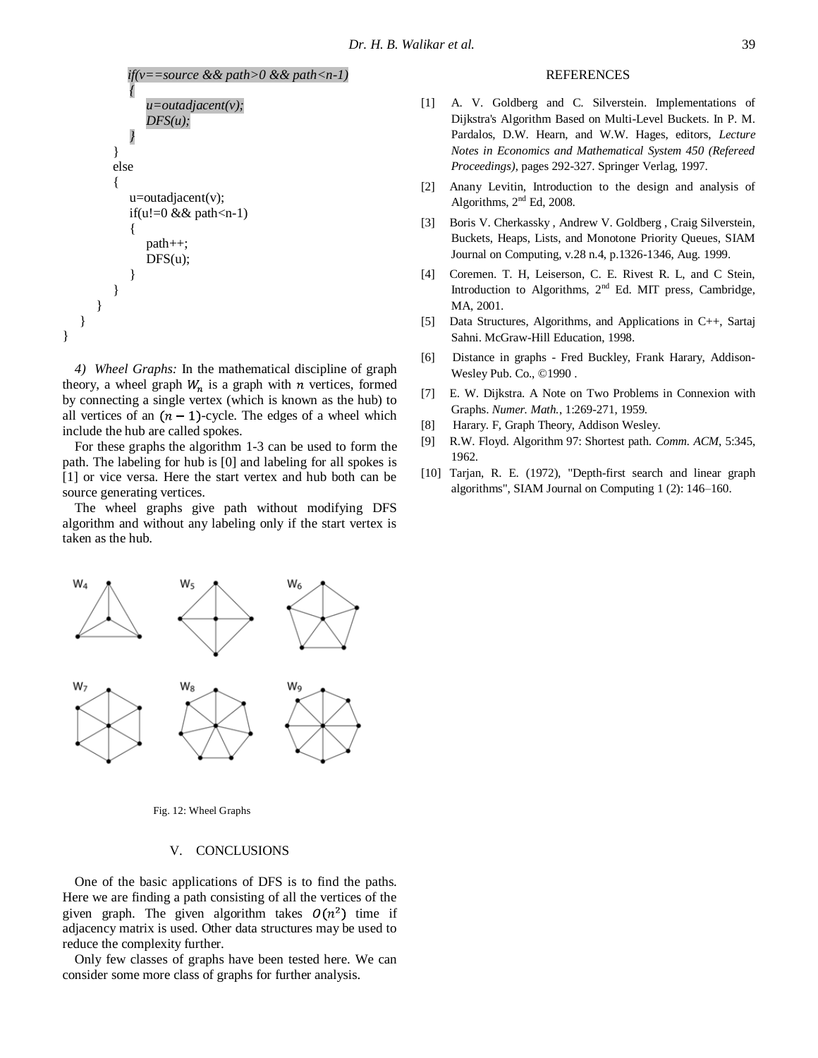```
            if(v==source && path>0 && path<n-1)
            {
                u=outadjacent(v);
                DFS(u);
            }
        }
        else
        {
            u=outadjacent(v);
            if(u!=0 && path<n-1)
            {
                path++;
                DFS(u);
            }
        }
    }
  }
}
```

*4) Wheel Graphs:* In the mathematical discipline of graph theory, a wheel graph $W_n$ is a graph with $n$ vertices, formed by connecting a single vertex (which is known as the hub) to all vertices of an $(n-1)$-cycle. The edges of a wheel which include the hub are called spokes.

For these graphs the algorithm 1-3 can be used to form the path. The labeling for hub is [0] and labeling for all spokes is [1] or vice versa. Here the start vertex and hub both can be source generating vertices.

The wheel graphs give path without modifying DFS algorithm and without any labeling only if the start vertex is taken as the hub.

W4 W5 W6

W7 W8 W9

Fig. 12: Wheel Graphs

## V. CONCLUSIONS

One of the basic applications of DFS is to find the paths. Here we are finding a path consisting of all the vertices of the given graph. The given algorithm takes $O(n^2)$ time if adjacency matrix is used. Other data structures may be used to reduce the complexity further.

Only few classes of graphs have been tested here. We can consider some more class of graphs for further analysis.

## REFERENCES

[1] A. V. Goldberg and C. Silverstein. Implementations of Dijkstra's Algorithm Based on Multi-Level Buckets. In P. M. Pardalos, D.W. Hearn, and W.W. Hages, editors, *Lecture Notes in Economics and Mathematical System 450 (Refereed Proceedings)*, pages 292-327. Springer Verlag, 1997.

[2] Anany Levitin, Introduction to the design and analysis of Algorithms, 2nd Ed, 2008.

[3] Boris V. Cherkassky , Andrew V. Goldberg , Craig Silverstein, Buckets, Heaps, Lists, and Monotone Priority Queues, SIAM Journal on Computing, v.28 n.4, p.1326-1346, Aug. 1999.

[4] Coremen. T. H, Leiserson, C. E. Rivest R. L, and C Stein, Introduction to Algorithms, 2nd Ed. MIT press, Cambridge, MA, 2001.

[5] Data Structures, Algorithms, and Applications in C++, Sartaj Sahni. McGraw-Hill Education, 1998.

[6] Distance in graphs - Fred Buckley, Frank Harary, Addison-Wesley Pub. Co., ©1990 .

[7] E. W. Dijkstra. A Note on Two Problems in Connexion with Graphs. *Numer. Math.*, 1:269-271, 1959.

[8] Harary. F, Graph Theory, Addison Wesley.

[9] R.W. Floyd. Algorithm 97: Shortest path. *Comm. ACM*, 5:345, 1962.

[10] Tarjan, R. E. (1972), "Depth-first search and linear graph algorithms", SIAM Journal on Computing 1 (2): 146–160.